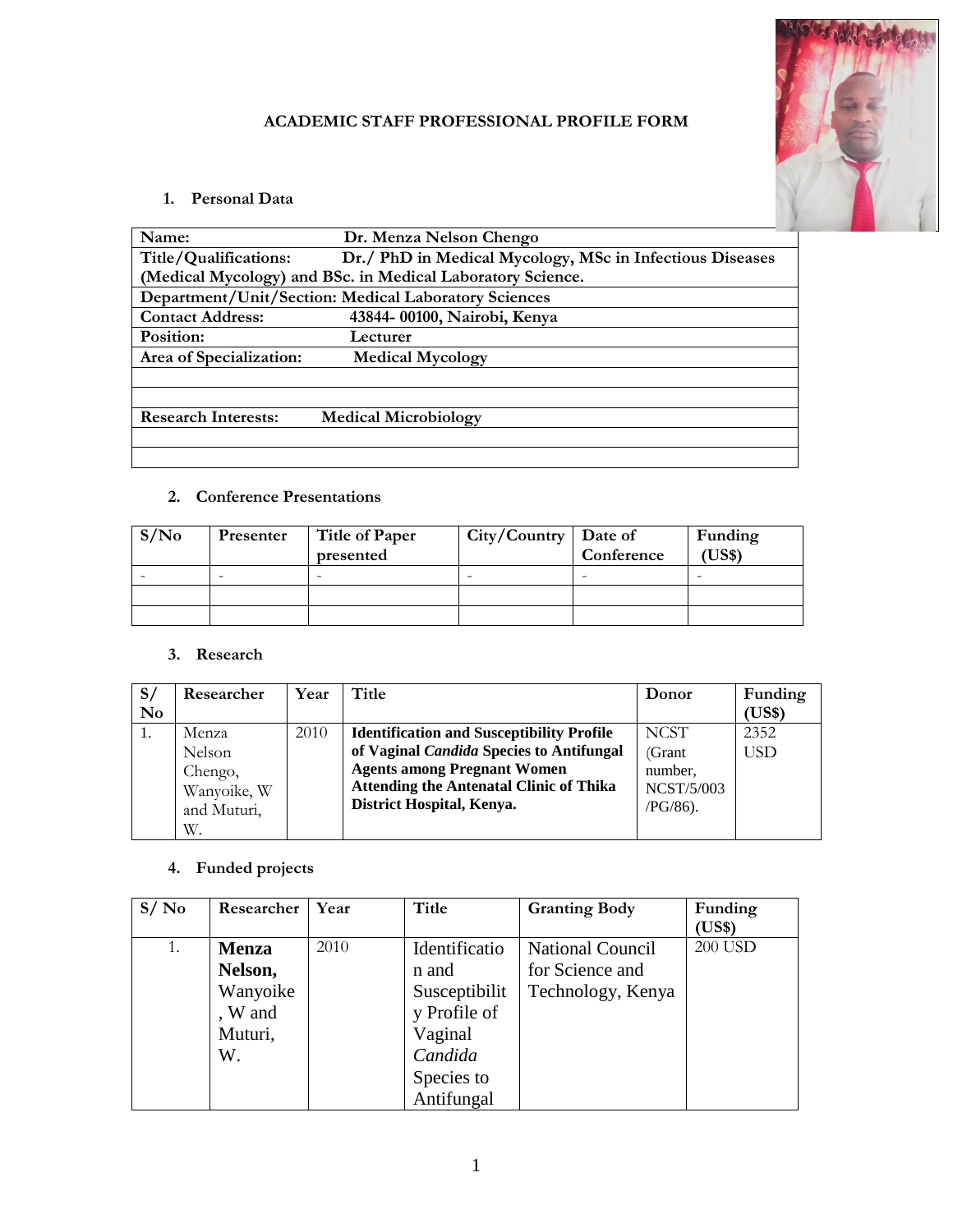## ACADEMIC STAFF PROFESSIONAL PROFILE FORM

### 1. Personal Data

| | |
|---|---|
| **Name:** | **Dr. Menza Nelson Chengo** |
| **Title/Qualifications:** | **Dr./ PhD in Medical Mycology, MSc in Infectious Diseases (Medical Mycology) and BSc. in Medical Laboratory Science.** |
| **Department/Unit/Section:** | **Medical Laboratory Sciences** |
| **Contact Address:** | **43844- 00100, Nairobi, Kenya** |
| **Position:** | **Lecturer** |
| **Area of Specialization:** | **Medical Mycology** |
| | |
| | |
| **Research Interests:** | **Medical Microbiology** |
| | |
| | |

### 2. Conference Presentations

| S/No | Presenter | Title of Paper presented | City/Country | Date of Conference | Funding (US$) |
|---|---|---|---|---|---|
| - | - | - | - | - | - |
| | | | | | |
| | | | | | |

### 3. Research

| S/ No | Researcher | Year | Title | Donor | Funding (US$) |
|---|---|---|---|---|---|
| 1. | Menza Nelson Chengo, Wanyoike, W and Muturi, W. | 2010 | **Identification and Susceptibility Profile of Vaginal *Candida* Species to Antifungal Agents among Pregnant Women Attending the Antenatal Clinic of Thika District Hospital, Kenya.** | NCST (Grant number, NCST/5/003 /PG/86). | 2352 USD |

### 4. Funded projects

| S/ No | Researcher | Year | Title | Granting Body | Funding (US$) |
|---|---|---|---|---|---|
| 1. | **Menza Nelson,** Wanyoike, W and Muturi, W. | 2010 | Identification and Susceptibility Profile of Vaginal *Candida* Species to Antifungal | National Council for Science and Technology, Kenya | 200 USD |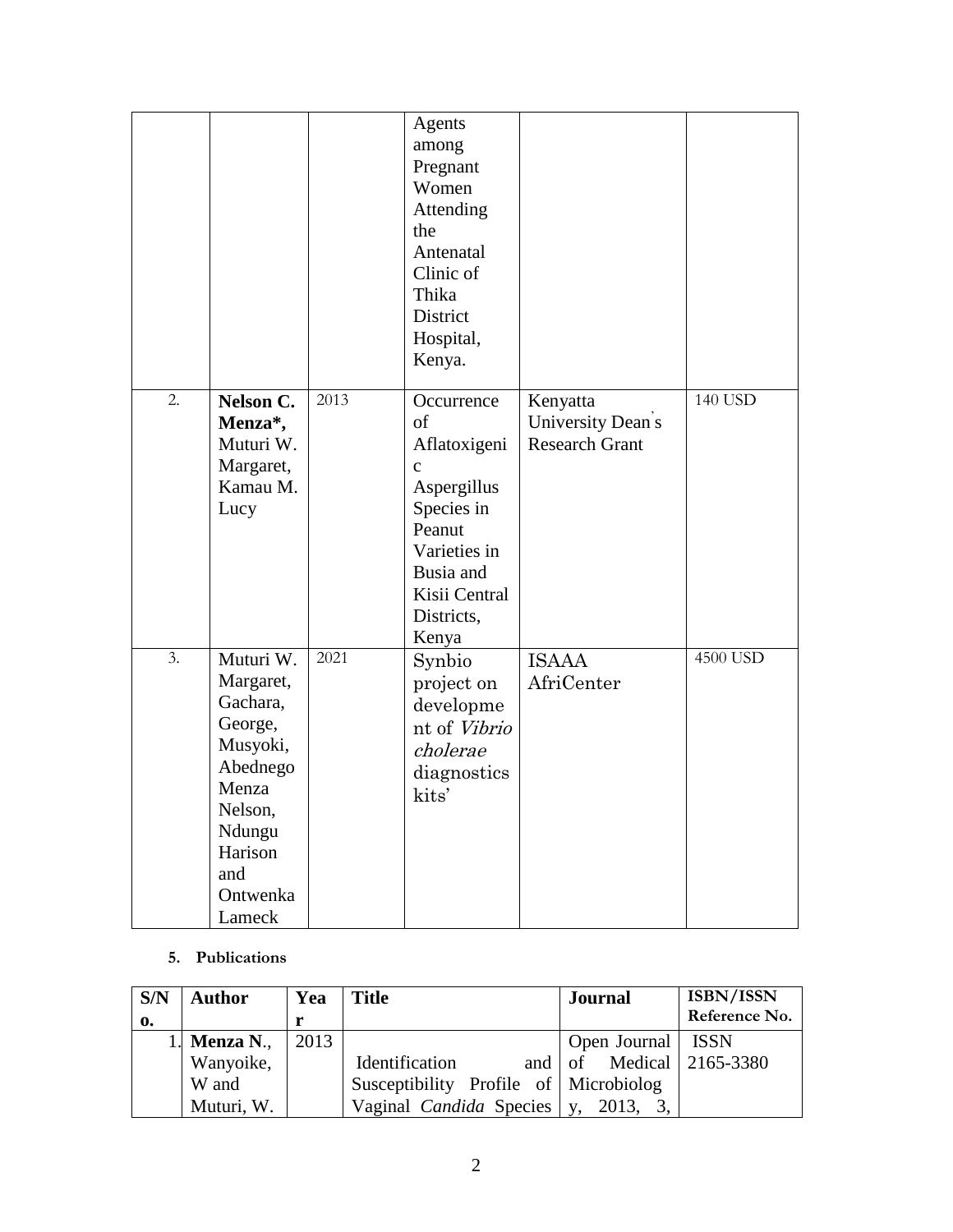| | | | Agents among Pregnant Women Attending the Antenatal Clinic of Thika District Hospital, Kenya. | | |
|---|---|---|---|---|---|
| 2. | **Nelson C. Menza***, Muturi W. Margaret, Kamau M. Lucy | 2013 | Occurrence of Aflatoxigenic Aspergillus Species in Peanut Varieties in Busia and Kisii Central Districts, Kenya | Kenyatta University Dean's Research Grant | 140 USD |
| 3. | Muturi W. Margaret, Gachara, George, Musyoki, Abednego Menza Nelson, Ndungu Harison and Ontwenka Lameck | 2021 | Synbio project on development of *Vibrio cholerae* diagnostics kits' | ISAAA AfriCenter | 4500 USD |

5. **Publications**

| S/No. | Author | Year | Title | Journal | ISBN/ISSN Reference No. |
|---|---|---|---|---|---|
| 1. | **Menza N.**, Wanyoike, W and Muturi, W. | 2013 | Identification and Susceptibility Profile of Vaginal *Candida* Species | Open Journal of Medical Microbiology, 2013, 3, | ISSN 2165-3380 |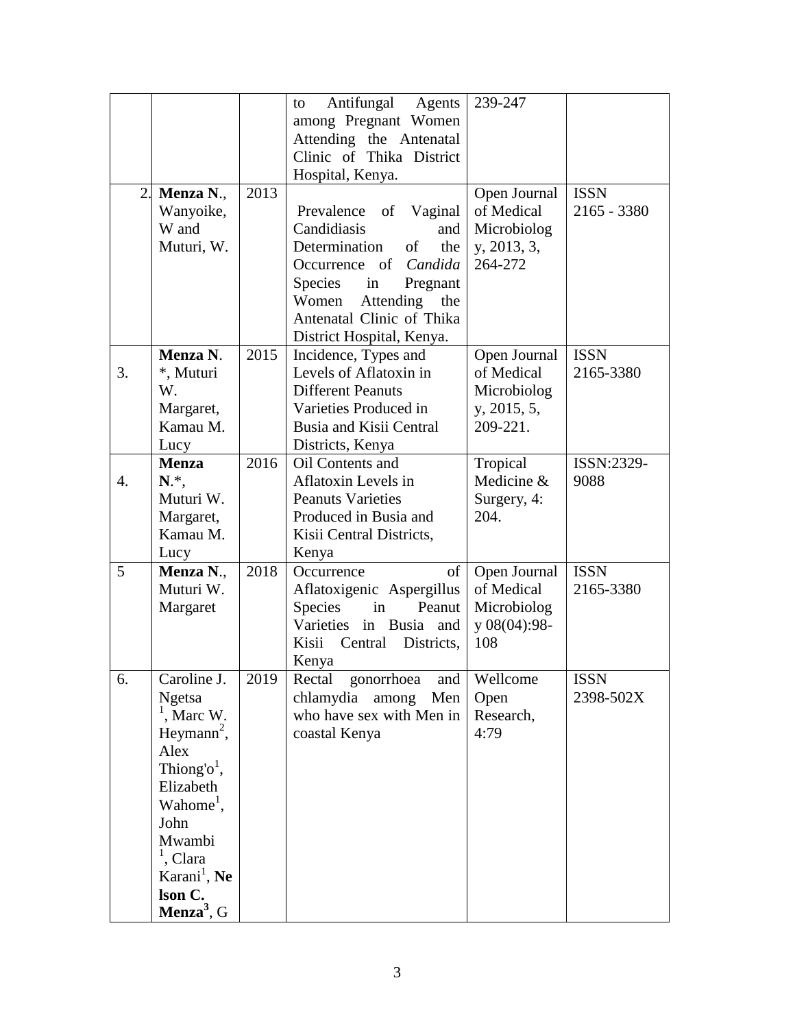| | | | | | |
|---|---|---|---|---|---|
| | | | to Antifungal Agents among Pregnant Women Attending the Antenatal Clinic of Thika District Hospital, Kenya. | 239-247 | |
| 2. | **Menza N.**, Wanyoike, W and Muturi, W. | 2013 | Prevalence of Vaginal Candidiasis and Determination of the Occurrence of *Candida* Species in Pregnant Women Attending the Antenatal Clinic of Thika District Hospital, Kenya. | Open Journal of Medical Microbiology, 2013, 3, 264-272 | ISSN 2165 - 3380 |
| 3. | **Menza N**. *, Muturi W. Margaret, Kamau M. Lucy | 2015 | Incidence, Types and Levels of Aflatoxin in Different Peanuts Varieties Produced in Busia and Kisii Central Districts, Kenya | Open Journal of Medical Microbiology, 2015, 5, 209-221. | ISSN 2165-3380 |
| 4. | **Menza N**.*, Muturi W. Margaret, Kamau M. Lucy | 2016 | Oil Contents and Aflatoxin Levels in Peanuts Varieties Produced in Busia and Kisii Central Districts, Kenya | Tropical Medicine & Surgery, 4: 204. | ISSN:2329-9088 |
| 5 | **Menza N.**, Muturi W. Margaret | 2018 | Occurrence of Aflatoxigenic Aspergillus Species in Peanut Varieties in Busia and Kisii Central Districts, Kenya | Open Journal of Medical Microbiology 08(04):98-108 | ISSN 2165-3380 |
| 6. | Caroline J. Ngetsa [1], Marc W. Heymann[2], Alex Thiong'o[1], Elizabeth Wahome[1], John Mwambi [1], Clara Karani[1], **Nelson C. Menza**[3], G | 2019 | Rectal gonorrhoea and chlamydia among Men who have sex with Men in coastal Kenya | Wellcome Open Research, 4:79 | ISSN 2398-502X |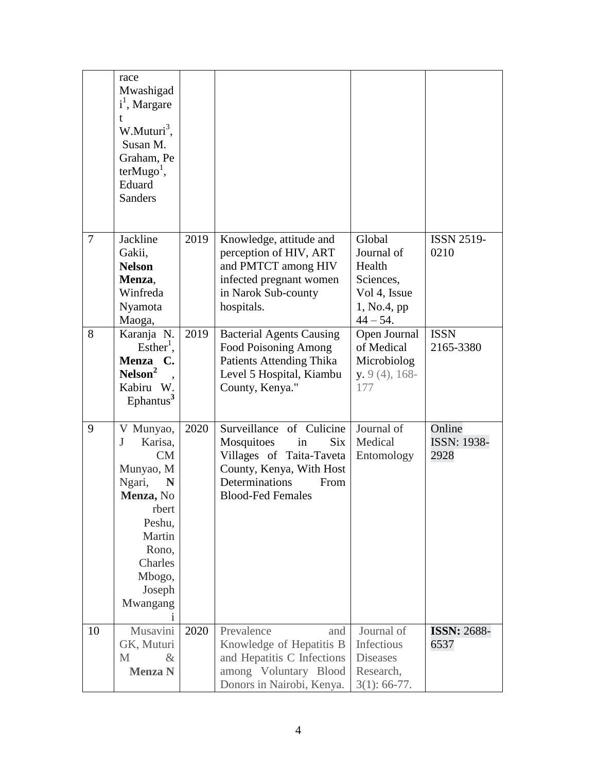| | race Mwashigadi[1], Margaret W.Muturi[3], Susan M. Graham, PeterMugo[1], Eduard Sanders | | | | |
|---|---|---|---|---|---|
| 7 | Jackline Gakii, **Nelson Menza**, Winfreda Nyamota Maoga, | 2019 | Knowledge, attitude and perception of HIV, ART and PMTCT among HIV infected pregnant women in Narok Sub-county hospitals. | Global Journal of Health Sciences, Vol 4, Issue 1, No.4, pp 44 – 54. | ISSN 2519-0210 |
| 8 | Karanja N. Esther[1], **Menza C. Nelson[2]**, Kabiru W. Ephantus[3] | 2019 | Bacterial Agents Causing Food Poisoning Among Patients Attending Thika Level 5 Hospital, Kiambu County, Kenya." | Open Journal of Medical Microbiology. 9 (4), 168-177 | ISSN 2165-3380 |
| 9 | V Munyao, J Karisa, CM Munyao, M Ngari, **N Menza,** Norbert Peshu, Martin Rono, Charles Mbogo, Joseph Mwangangi | 2020 | Surveillance of Culicine Mosquitoes in Six Villages of Taita-Taveta County, Kenya, With Host Determinations From Blood-Fed Females | Journal of Medical Entomology | Online ISSN: 1938-2928 |
| 10 | Musavini GK, Muturi M & **Menza N** | 2020 | Prevalence and Knowledge of Hepatitis B and Hepatitis C Infections among Voluntary Blood Donors in Nairobi, Kenya. | Journal of Infectious Diseases Research, 3(1): 66-77. | **ISSN:** 2688-6537 |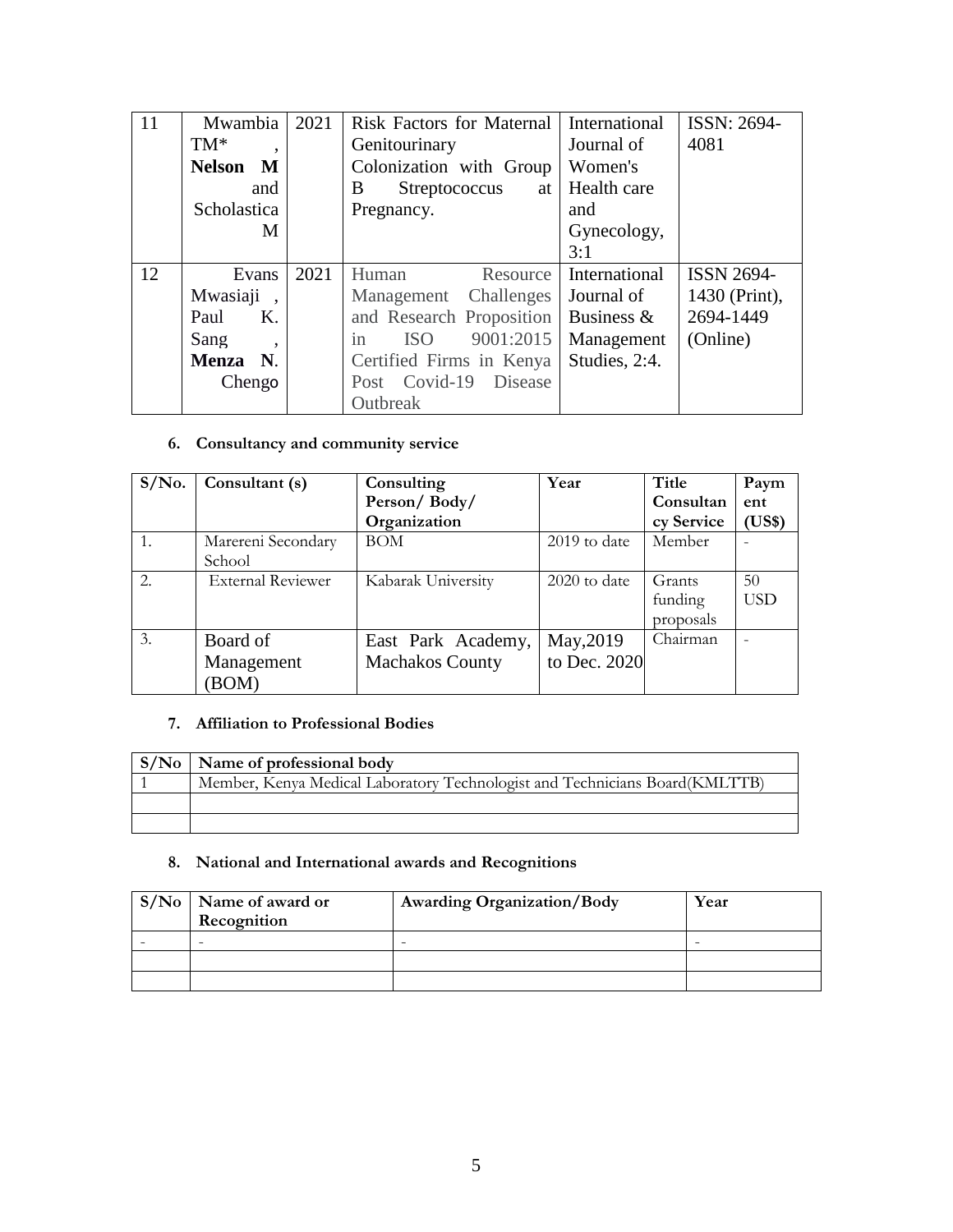| 11 | Mwambia TM*, **Nelson M** and Scholastica M | 2021 | Risk Factors for Maternal Genitourinary Colonization with Group B Streptococcus at Pregnancy. | International Journal of Women's Health care and Gynecology, 3:1 | ISSN: 2694-4081 |
|---|---|---|---|---|---|
| 12 | Evans Mwasiaji , Paul K. Sang , **Menza N**. Chengo | 2021 | Human Resource Management Challenges and Research Proposition in ISO 9001:2015 Certified Firms in Kenya Post Covid-19 Disease Outbreak | International Journal of Business & Management Studies, 2:4. | ISSN 2694-1430 (Print), 2694-1449 (Online) |

### 6. Consultancy and community service

| S/No. | Consultant (s) | Consulting Person/ Body/ Organization | Year | Title Consultancy Service | Payment (US$) |
|---|---|---|---|---|---|
| 1. | Marereni Secondary School | BOM | 2019 to date | Member | - |
| 2. | External Reviewer | Kabarak University | 2020 to date | Grants funding proposals | 50 USD |
| 3. | Board of Management (BOM) | East Park Academy, Machakos County | May,2019 to Dec. 2020 | Chairman | - |

### 7. Affiliation to Professional Bodies

| S/No | Name of professional body |
|---|---|
| 1 | Member, Kenya Medical Laboratory Technologist and Technicians Board(KMLTTB) |
| | |
| | |

### 8. National and International awards and Recognitions

| S/No | Name of award or Recognition | Awarding Organization/Body | Year |
|---|---|---|---|
| - | - | - | - |
| | | | |
| | | | |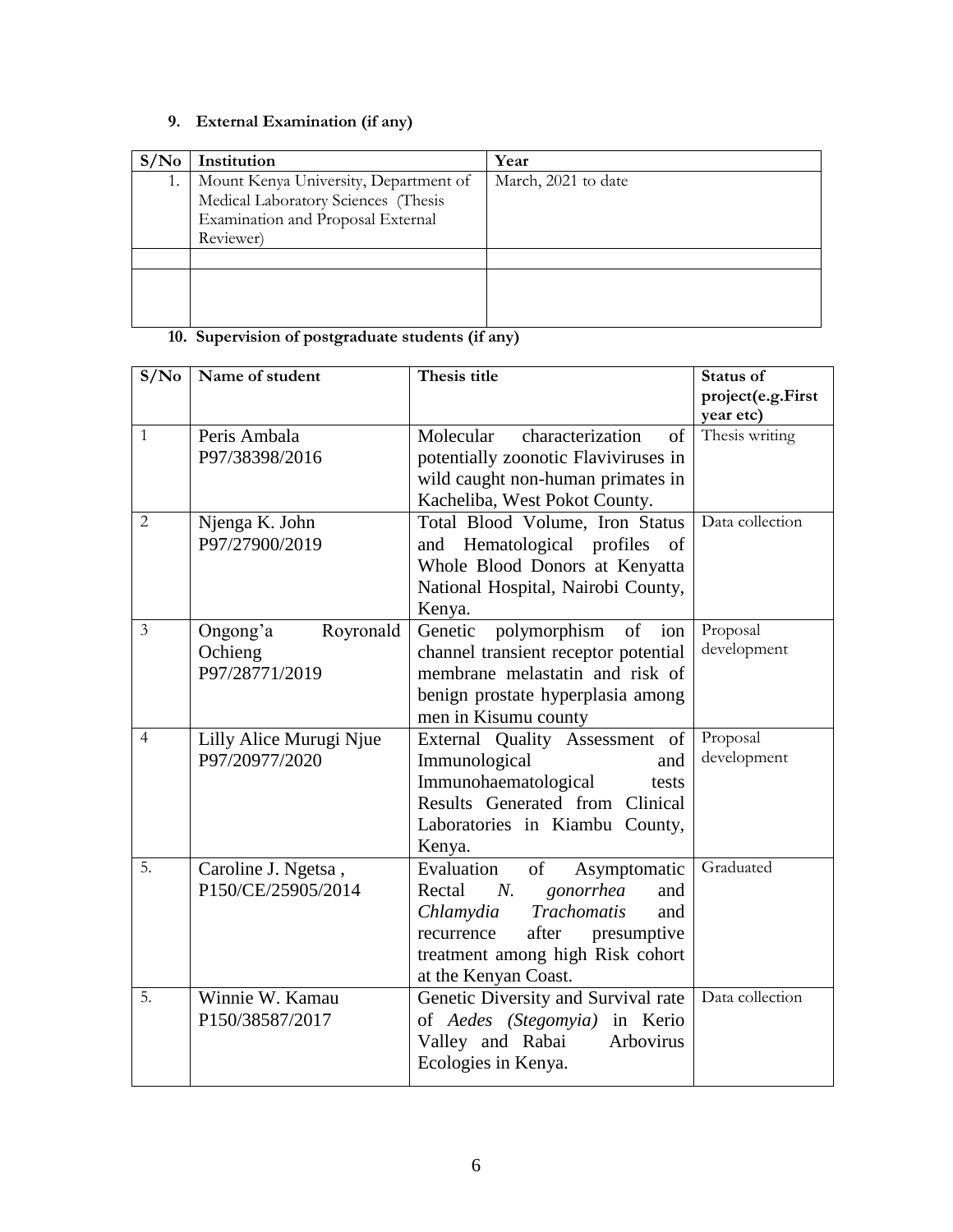9. **External Examination (if any)**

| S/No | Institution | Year |
|---|---|---|
| 1. | Mount Kenya University, Department of Medical Laboratory Sciences (Thesis Examination and Proposal External Reviewer) | March, 2021 to date |
| | | |
| | | |

10. **Supervision of postgraduate students (if any)**

| S/No | Name of student | Thesis title | Status of project(e.g.First year etc) |
|---|---|---|---|
| 1 | Peris Ambala P97/38398/2016 | Molecular characterization of potentially zoonotic Flaviviruses in wild caught non-human primates in Kacheliba, West Pokot County. | Thesis writing |
| 2 | Njenga K. John P97/27900/2019 | Total Blood Volume, Iron Status and Hematological profiles of Whole Blood Donors at Kenyatta National Hospital, Nairobi County, Kenya. | Data collection |
| 3 | Ongong'a Royronald Ochieng P97/28771/2019 | Genetic polymorphism of ion channel transient receptor potential membrane melastatin and risk of benign prostate hyperplasia among men in Kisumu county | Proposal development |
| 4 | Lilly Alice Murugi Njue P97/20977/2020 | External Quality Assessment of Immunological and Immunohaematological tests Results Generated from Clinical Laboratories in Kiambu County, Kenya. | Proposal development |
| 5. | Caroline J. Ngetsa , P150/CE/25905/2014 | Evaluation of Asymptomatic Rectal *N. gonorrhea* and *Chlamydia Trachomatis* and recurrence after presumptive treatment among high Risk cohort at the Kenyan Coast. | Graduated |
| 5. | Winnie W. Kamau P150/38587/2017 | Genetic Diversity and Survival rate of *Aedes (Stegomyia)* in Kerio Valley and Rabai Arbovirus Ecologies in Kenya. | Data collection |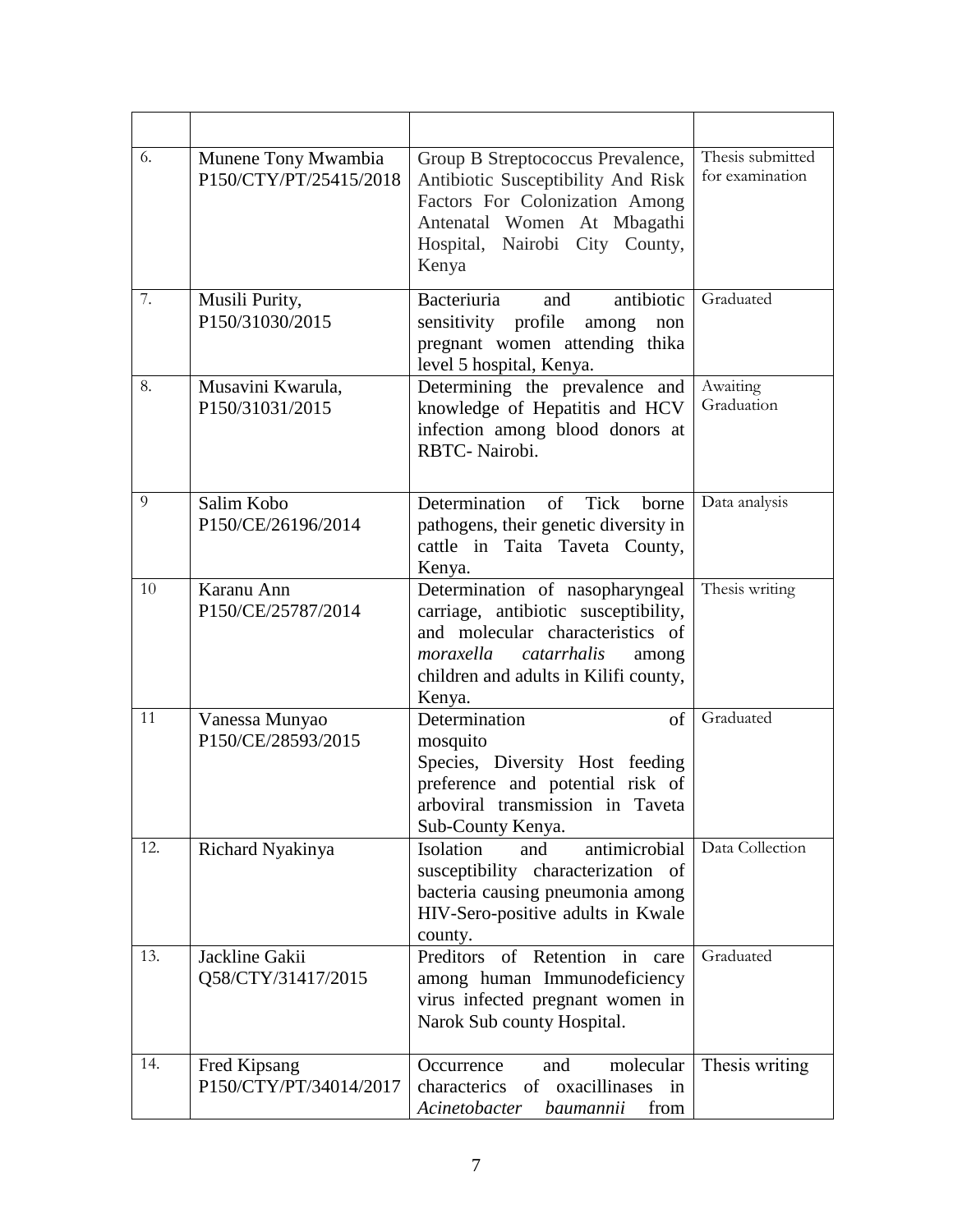|  |  |  |  |
|---|---|---|---|
| 6. | Munene Tony Mwambia P150/CTY/PT/25415/2018 | Group B Streptococcus Prevalence, Antibiotic Susceptibility And Risk Factors For Colonization Among Antenatal Women At Mbagathi Hospital, Nairobi City County, Kenya | Thesis submitted for examination |
| 7. | Musili Purity, P150/31030/2015 | Bacteriuria and antibiotic sensitivity profile among non pregnant women attending thika level 5 hospital, Kenya. | Graduated |
| 8. | Musavini Kwarula, P150/31031/2015 | Determining the prevalence and knowledge of Hepatitis and HCV infection among blood donors at RBTC- Nairobi. | Awaiting Graduation |
| 9 | Salim Kobo P150/CE/26196/2014 | Determination of Tick borne pathogens, their genetic diversity in cattle in Taita Taveta County, Kenya. | Data analysis |
| 10 | Karanu Ann P150/CE/25787/2014 | Determination of nasopharyngeal carriage, antibiotic susceptibility, and molecular characteristics of *moraxella catarrhalis* among children and adults in Kilifi county, Kenya. | Thesis writing |
| 11 | Vanessa Munyao P150/CE/28593/2015 | Determination of mosquito Species, Diversity Host feeding preference and potential risk of arboviral transmission in Taveta Sub-County Kenya. | Graduated |
| 12. | Richard Nyakinya | Isolation and antimicrobial susceptibility characterization of bacteria causing pneumonia among HIV-Sero-positive adults in Kwale county. | Data Collection |
| 13. | Jackline Gakii Q58/CTY/31417/2015 | Preditors of Retention in care among human Immunodeficiency virus infected pregnant women in Narok Sub county Hospital. | Graduated |
| 14. | Fred Kipsang P150/CTY/PT/34014/2017 | Occurrence and molecular charactetics of oxacillinases in *Acinetobacter baumannii* from | Thesis writing |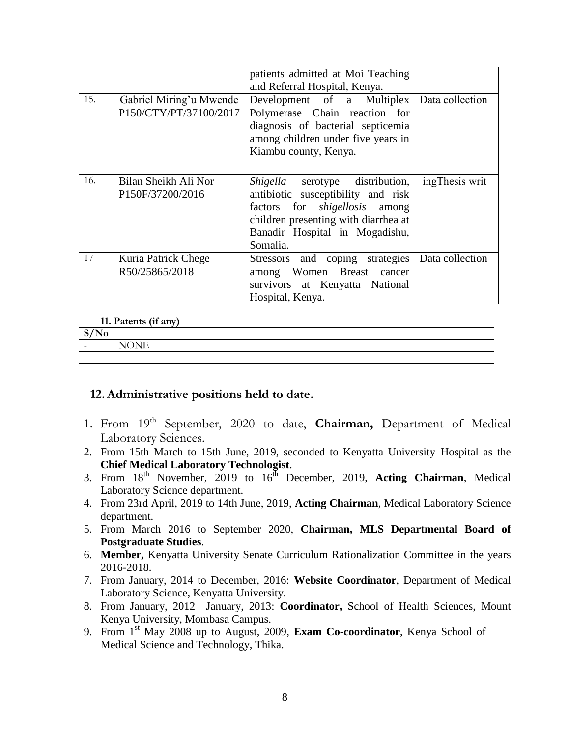| | | | |
|---|---|---|---|
| | | patients admitted at Moi Teaching and Referral Hospital, Kenya. | |
| 15. | Gabriel Miring'u Mwende P150/CTY/PT/37100/2017 | Development of a Multiplex Polymerase Chain reaction for diagnosis of bacterial septicemia among children under five years in Kiambu county, Kenya. | Data collection |
| 16. | Bilan Sheikh Ali Nor P150F/37200/2016 | *Shigella* serotype distribution, antibiotic susceptibility and risk factors for *shigellosis* among children presenting with diarrhea at Banadir Hospital in Mogadishu, Somalia. | ingThesis writ |
| 17 | Kuria Patrick Chege R50/25865/2018 | Stressors and coping strategies among Women Breast cancer survivors at Kenyatta National Hospital, Kenya. | Data collection |

**11. Patents (if any)**

| S/No | |
|---|---|
| - | NONE |
| | |
| | |

## 12. Administrative positions held to date.

1. From 19th September, 2020 to date, **Chairman,** Department of Medical Laboratory Sciences.
2. From 15th March to 15th June, 2019, seconded to Kenyatta University Hospital as the **Chief Medical Laboratory Technologist**.
3. From 18th November, 2019 to 16th December, 2019, **Acting Chairman**, Medical Laboratory Science department.
4. From 23rd April, 2019 to 14th June, 2019, **Acting Chairman**, Medical Laboratory Science department.
5. From March 2016 to September 2020, **Chairman, MLS Departmental Board of Postgraduate Studies**.
6. **Member,** Kenyatta University Senate Curriculum Rationalization Committee in the years 2016-2018.
7. From January, 2014 to December, 2016: **Website Coordinator**, Department of Medical Laboratory Science, Kenyatta University.
8. From January, 2012 –January, 2013: **Coordinator,** School of Health Sciences, Mount Kenya University, Mombasa Campus.
9. From 1st May 2008 up to August, 2009, **Exam Co-coordinator**, Kenya School of Medical Science and Technology, Thika.